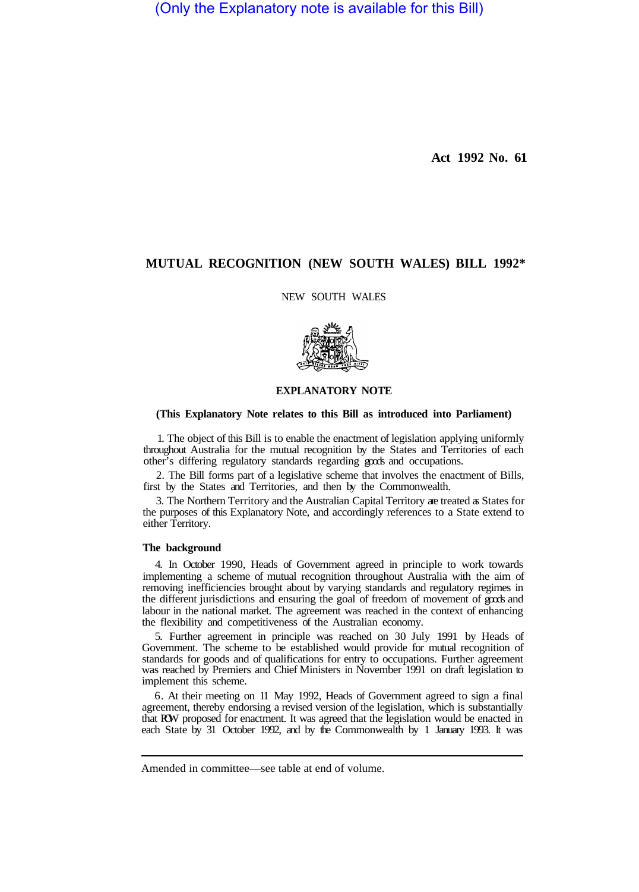(Only the Explanatory note is available for this Bill)

**Act 1992 No. 61**

# MUTUAL RECOGNITION (NEW SOUTH WALES) BILL 1992*

NEW SOUTH WALES

## EXPLANATORY NOTE

**(This Explanatory Note relates to this Bill as introduced into Parliament)**

1. The object of this Bill is to enable the enactment of legislation applying uniformly throughout Australia for the mutual recognition by the States and Territories of each other's differing regulatory standards regarding goods and occupations.

2. The Bill forms part of a legislative scheme that involves the enactment of Bills, first by the States and Territories, and then by the Commonwealth.

3. The Northern Territory and the Australian Capital Territory are treated as States for the purposes of this Explanatory Note, and accordingly references to a State extend to either Territory.

### The background

4. In October 1990, Heads of Government agreed in principle to work towards implementing a scheme of mutual recognition throughout Australia with the aim of removing inefficiencies brought about by varying standards and regulatory regimes in the different jurisdictions and ensuring the goal of freedom of movement of goods and labour in the national market. The agreement was reached in the context of enhancing the flexibility and competitiveness of the Australian economy.

5. Further agreement in principle was reached on 30 July 1991 by Heads of Government. The scheme to be established would provide for mutual recognition of standards for goods and of qualifications for entry to occupations. Further agreement was reached by Premiers and Chief Ministers in November 1991 on draft legislation to implement this scheme.

6. At their meeting on 11 May 1992, Heads of Government agreed to sign a final agreement, thereby endorsing a revised version of the legislation, which is substantially that now proposed for enactment. It was agreed that the legislation would be enacted in each State by 31 October 1992, and by the Commonwealth by 1 January 1993. It was

---

Amended in committee—see table at end of volume.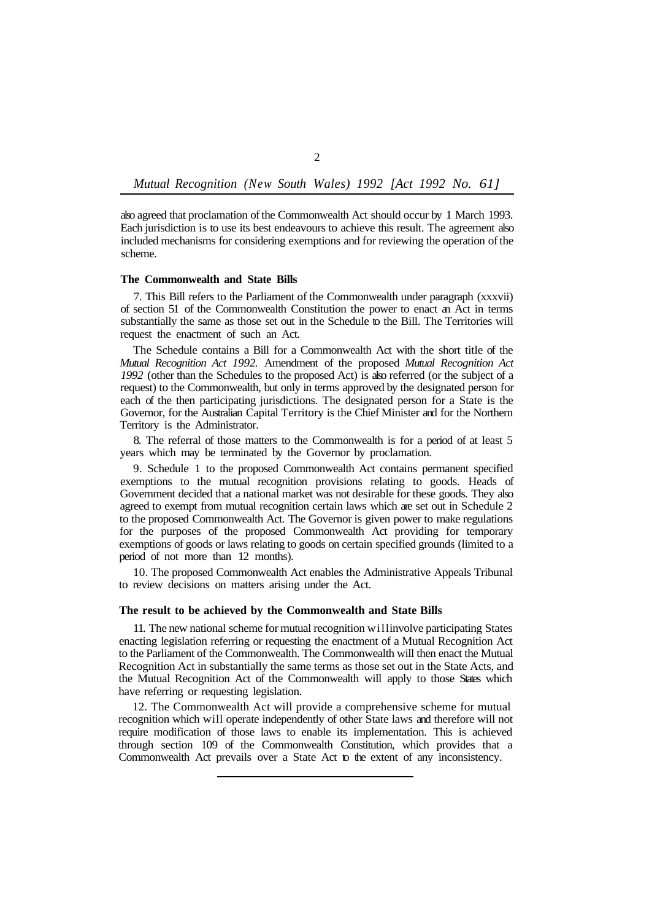also agreed that proclamation of the Commonwealth Act should occur by 1 March 1993. Each jurisdiction is to use its best endeavours to achieve this result. The agreement also included mechanisms for considering exemptions and for reviewing the operation of the scheme.

**The Commonwealth and State Bills**

7. This Bill refers to the Parliament of the Commonwealth under paragraph (xxxvii) of section 51 of the Commonwealth Constitution the power to enact an Act in terms substantially the same as those set out in the Schedule to the Bill. The Territories will request the enactment of such an Act.

The Schedule contains a Bill for a Commonwealth Act with the short title of the *Mutual Recognition Act 1992.* Amendment of the proposed *Mutual Recognition Act 1992* (other than the Schedules to the proposed Act) is also referred (or the subject of a request) to the Commonwealth, but only in terms approved by the designated person for each of the then participating jurisdictions. The designated person for a State is the Governor, for the Australian Capital Territory is the Chief Minister and for the Northern Territory is the Administrator.

8. The referral of those matters to the Commonwealth is for a period of at least 5 years which may be terminated by the Governor by proclamation.

9. Schedule 1 to the proposed Commonwealth Act contains permanent specified exemptions to the mutual recognition provisions relating to goods. Heads of Government decided that a national market was not desirable for these goods. They also agreed to exempt from mutual recognition certain laws which are set out in Schedule 2 to the proposed Commonwealth Act. The Governor is given power to make regulations for the purposes of the proposed Commonwealth Act providing for temporary exemptions of goods or laws relating to goods on certain specified grounds (limited to a period of not more than 12 months).

10. The proposed Commonwealth Act enables the Administrative Appeals Tribunal to review decisions on matters arising under the Act.

**The result to be achieved by the Commonwealth and State Bills**

11. The new national scheme for mutual recognition will involve participating States enacting legislation referring or requesting the enactment of a Mutual Recognition Act to the Parliament of the Commonwealth. The Commonwealth will then enact the Mutual Recognition Act in substantially the same terms as those set out in the State Acts, and the Mutual Recognition Act of the Commonwealth will apply to those States which have referring or requesting legislation.

12. The Commonwealth Act will provide a comprehensive scheme for mutual recognition which will operate independently of other State laws and therefore will not require modification of those laws to enable its implementation. This is achieved through section 109 of the Commonwealth Constitution, which provides that a Commonwealth Act prevails over a State Act to the extent of any inconsistency.